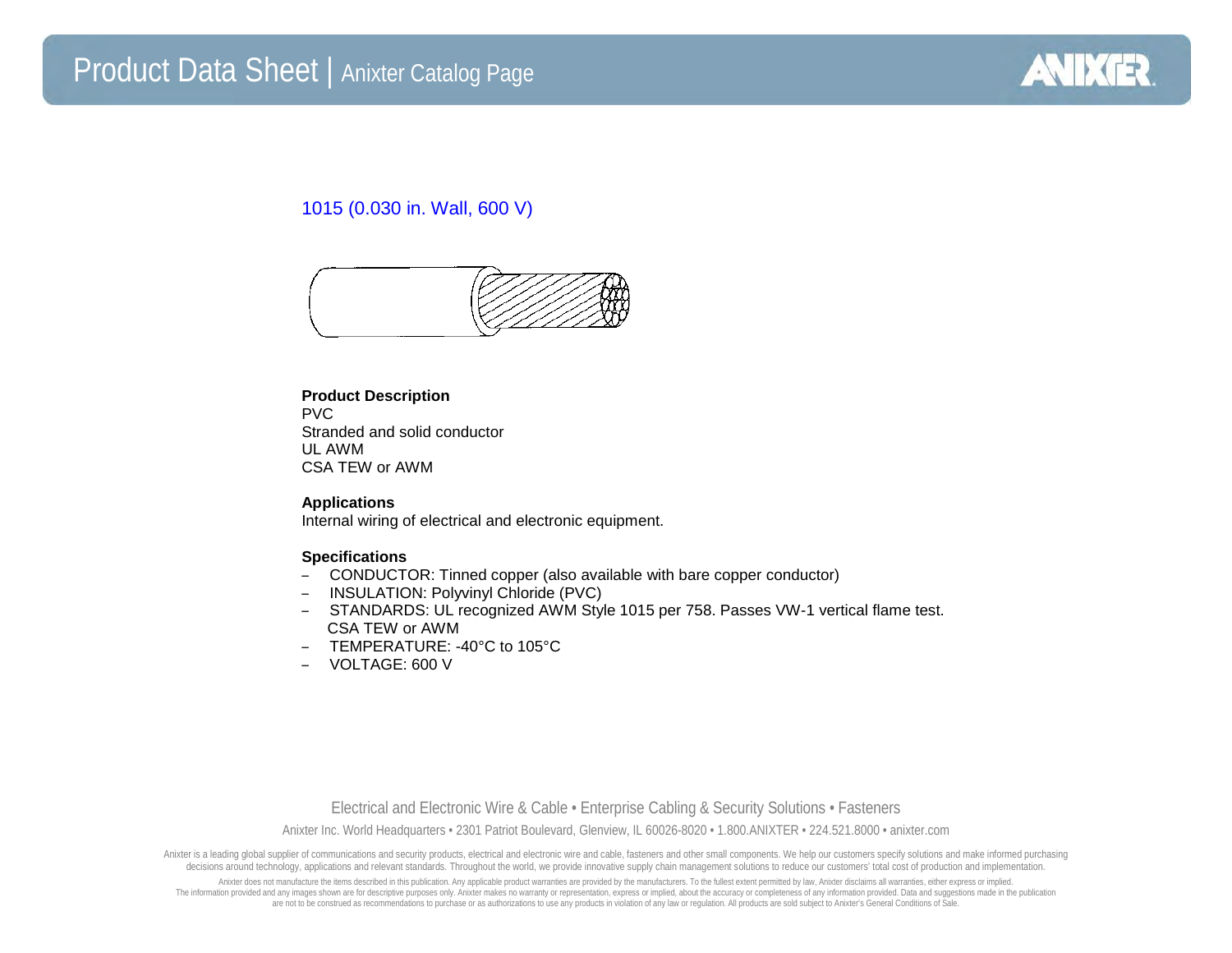# Product Data Sheet | Anixter Catalog Page

## 1015 (0.030 in. Wall, 600 V)

**Product Description**

PVC
Stranded and solid conductor
UL AWM
CSA TEW or AWM

**Applications**

Internal wiring of electrical and electronic equipment.

**Specifications**

- CONDUCTOR: Tinned copper (also available with bare copper conductor)
- INSULATION: Polyvinyl Chloride (PVC)
- STANDARDS: UL recognized AWM Style 1015 per 758. Passes VW-1 vertical flame test. CSA TEW or AWM
- TEMPERATURE: -40°C to 105°C
- VOLTAGE: 600 V

Electrical and Electronic Wire & Cable • Enterprise Cabling & Security Solutions • Fasteners

Anixter Inc. World Headquarters • 2301 Patriot Boulevard, Glenview, IL 60026-8020 • 1.800.ANIXTER • 224.521.8000 • anixter.com

Anixter is a leading global supplier of communications and security products, electrical and electronic wire and cable, fasteners and other small components. We help our customers specify solutions and make informed purchasing decisions around technology, applications and relevant standards. Throughout the world, we provide innovative supply chain management solutions to reduce our customers' total cost of production and implementation.

Anixter does not manufacture the items described in this publication. Any applicable product warranties are provided by the manufacturers. To the fullest extent permitted by law, Anixter disclaims all warranties, either express or implied. The information provided and any images shown are for descriptive purposes only. Anixter makes no warranty or representation, express or implied, about the accuracy or completeness of any information provided. Data and suggestions made in the publication are not to be construed as recommendations to purchase or as authorizations to use any products in violation of any law or regulation. All products are sold subject to Anixter's General Conditions of Sale.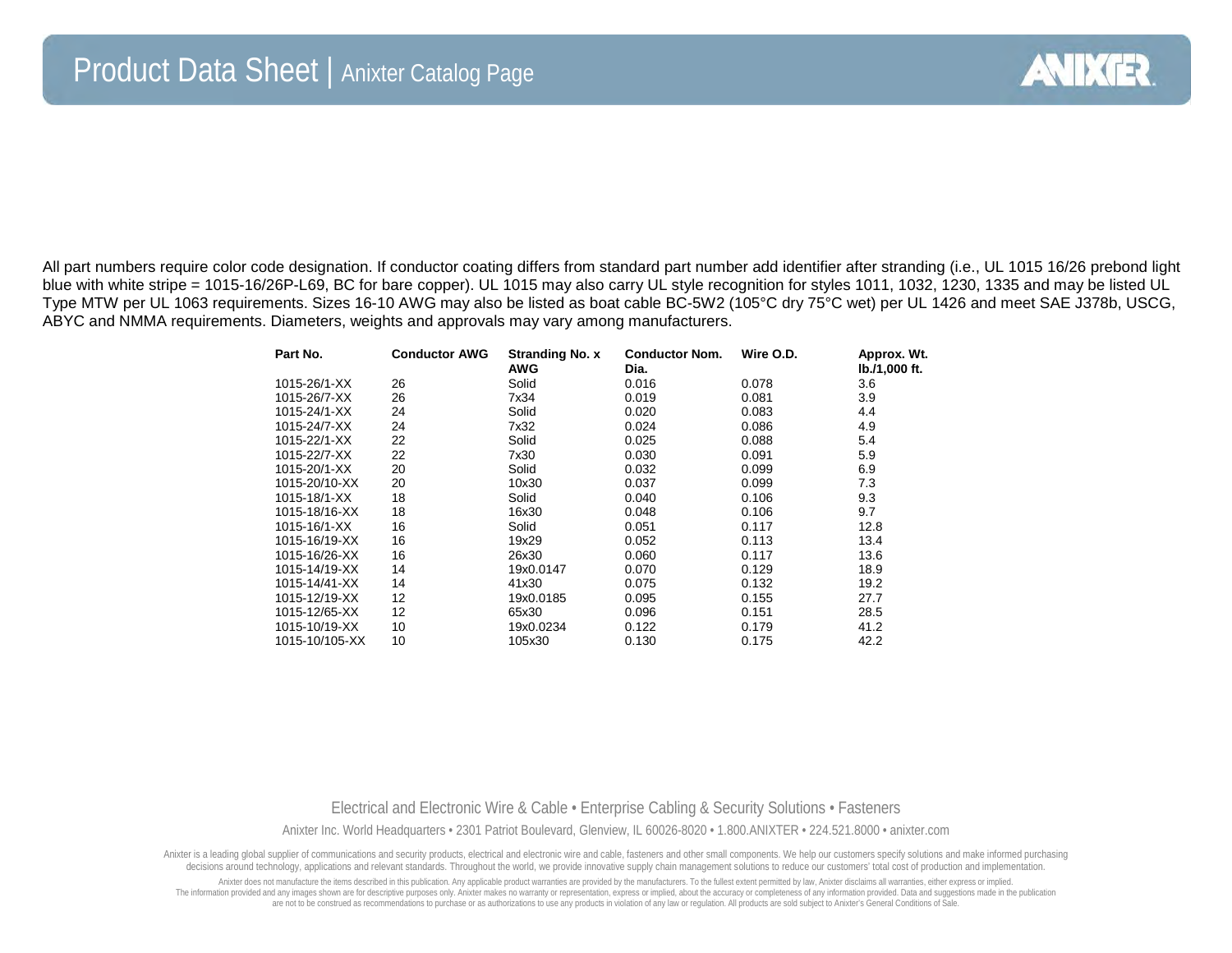All part numbers require color code designation. If conductor coating differs from standard part number add identifier after stranding (i.e., UL 1015 16/26 prebond light blue with white stripe = 1015-16/26P-L69, BC for bare copper). UL 1015 may also carry UL style recognition for styles 1011, 1032, 1230, 1335 and may be listed UL Type MTW per UL 1063 requirements. Sizes 16-10 AWG may also be listed as boat cable BC-5W2 (105°C dry 75°C wet) per UL 1426 and meet SAE J378b, USCG, ABYC and NMMA requirements. Diameters, weights and approvals may vary among manufacturers.

| Part No. | Conductor AWG | Stranding No. x AWG | Conductor Nom. Dia. | Wire O.D. | Approx. Wt. lb./1,000 ft. |
|---|---|---|---|---|---|
| 1015-26/1-XX | 26 | Solid | 0.016 | 0.078 | 3.6 |
| 1015-26/7-XX | 26 | 7x34 | 0.019 | 0.081 | 3.9 |
| 1015-24/1-XX | 24 | Solid | 0.020 | 0.083 | 4.4 |
| 1015-24/7-XX | 24 | 7x32 | 0.024 | 0.086 | 4.9 |
| 1015-22/1-XX | 22 | Solid | 0.025 | 0.088 | 5.4 |
| 1015-22/7-XX | 22 | 7x30 | 0.030 | 0.091 | 5.9 |
| 1015-20/1-XX | 20 | Solid | 0.032 | 0.099 | 6.9 |
| 1015-20/10-XX | 20 | 10x30 | 0.037 | 0.099 | 7.3 |
| 1015-18/1-XX | 18 | Solid | 0.040 | 0.106 | 9.3 |
| 1015-18/16-XX | 18 | 16x30 | 0.048 | 0.106 | 9.7 |
| 1015-16/1-XX | 16 | Solid | 0.051 | 0.117 | 12.8 |
| 1015-16/19-XX | 16 | 19x29 | 0.052 | 0.113 | 13.4 |
| 1015-16/26-XX | 16 | 26x30 | 0.060 | 0.117 | 13.6 |
| 1015-14/19-XX | 14 | 19x0.0147 | 0.070 | 0.129 | 18.9 |
| 1015-14/41-XX | 14 | 41x30 | 0.075 | 0.132 | 19.2 |
| 1015-12/19-XX | 12 | 19x0.0185 | 0.095 | 0.155 | 27.7 |
| 1015-12/65-XX | 12 | 65x30 | 0.096 | 0.151 | 28.5 |
| 1015-10/19-XX | 10 | 19x0.0234 | 0.122 | 0.179 | 41.2 |
| 1015-10/105-XX | 10 | 105x30 | 0.130 | 0.175 | 42.2 |